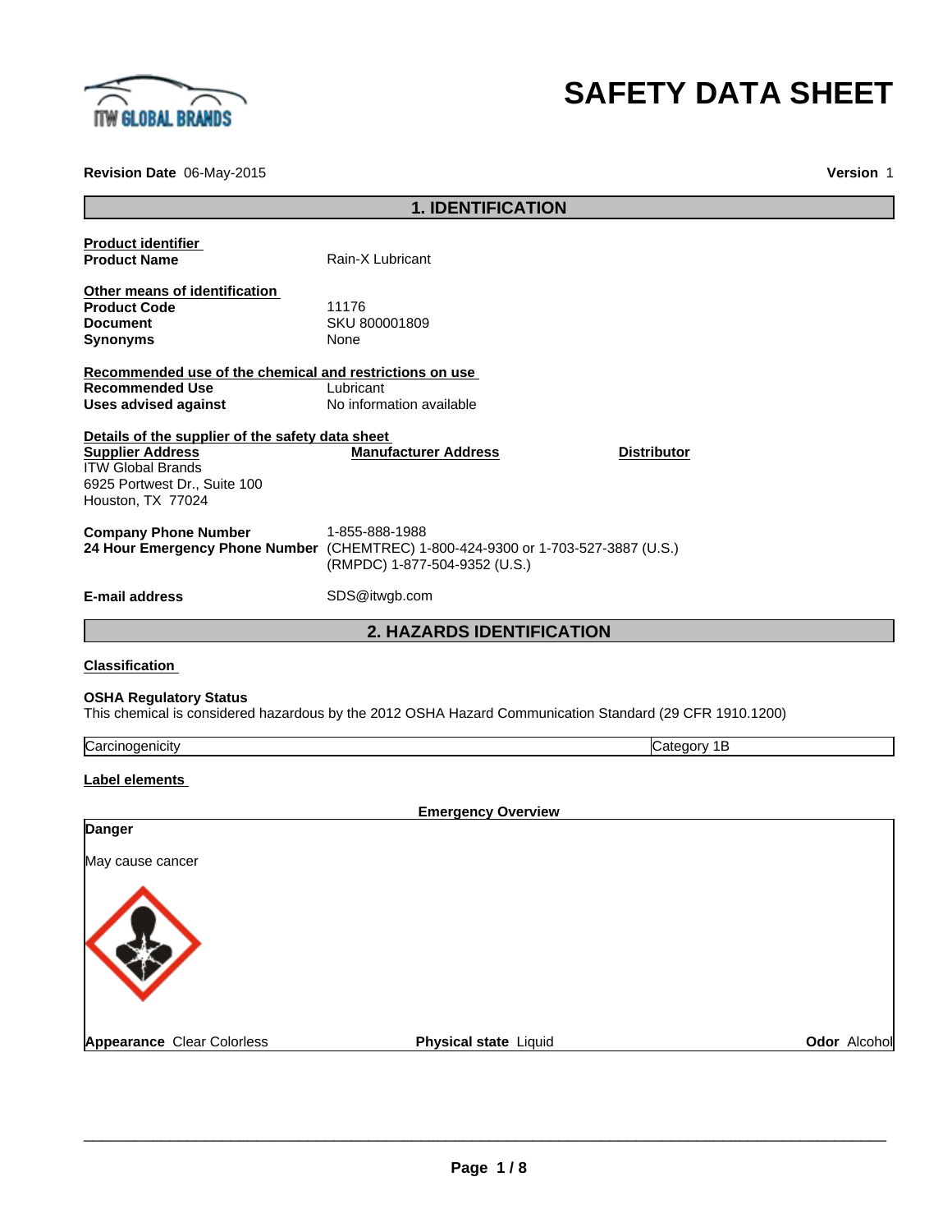ITW GLOBAL BRANDS

# SAFETY DATA SHEET

**Revision Date** 06-May-2015 **Version** 1

## 1. IDENTIFICATION

**Product identifier**

| | |
|---|---|
| **Product Name** | Rain-X Lubricant |

**Other means of identification**

| | |
|---|---|
| **Product Code** | 11176 |
| **Document** | SKU 800001809 |
| **Synonyms** | None |

**Recommended use of the chemical and restrictions on use**

| | |
|---|---|
| **Recommended Use** | Lubricant |
| **Uses advised against** | No information available |

**Details of the supplier of the safety data sheet**

| Supplier Address | Manufacturer Address | Distributor |
|---|---|---|
| ITW Global Brands<br>6925 Portwest Dr., Suite 100<br>Houston, TX 77024 | | |

| | |
|---|---|
| **Company Phone Number** | 1-855-888-1988 |
| **24 Hour Emergency Phone Number** | (CHEMTREC) 1-800-424-9300 or 1-703-527-3887 (U.S.)<br>(RMPDC) 1-877-504-9352 (U.S.) |
| **E-mail address** | SDS@itwgb.com |

## 2. HAZARDS IDENTIFICATION

**Classification**

**OSHA Regulatory Status**
This chemical is considered hazardous by the 2012 OSHA Hazard Communication Standard (29 CFR 1910.1200)

| | |
|---|---|
| Carcinogenicity | Category 1B |

**Label elements**

**Emergency Overview**

**Danger**

May cause cancer

**Appearance** Clear Colorless **Physical state** Liquid **Odor** Alcohol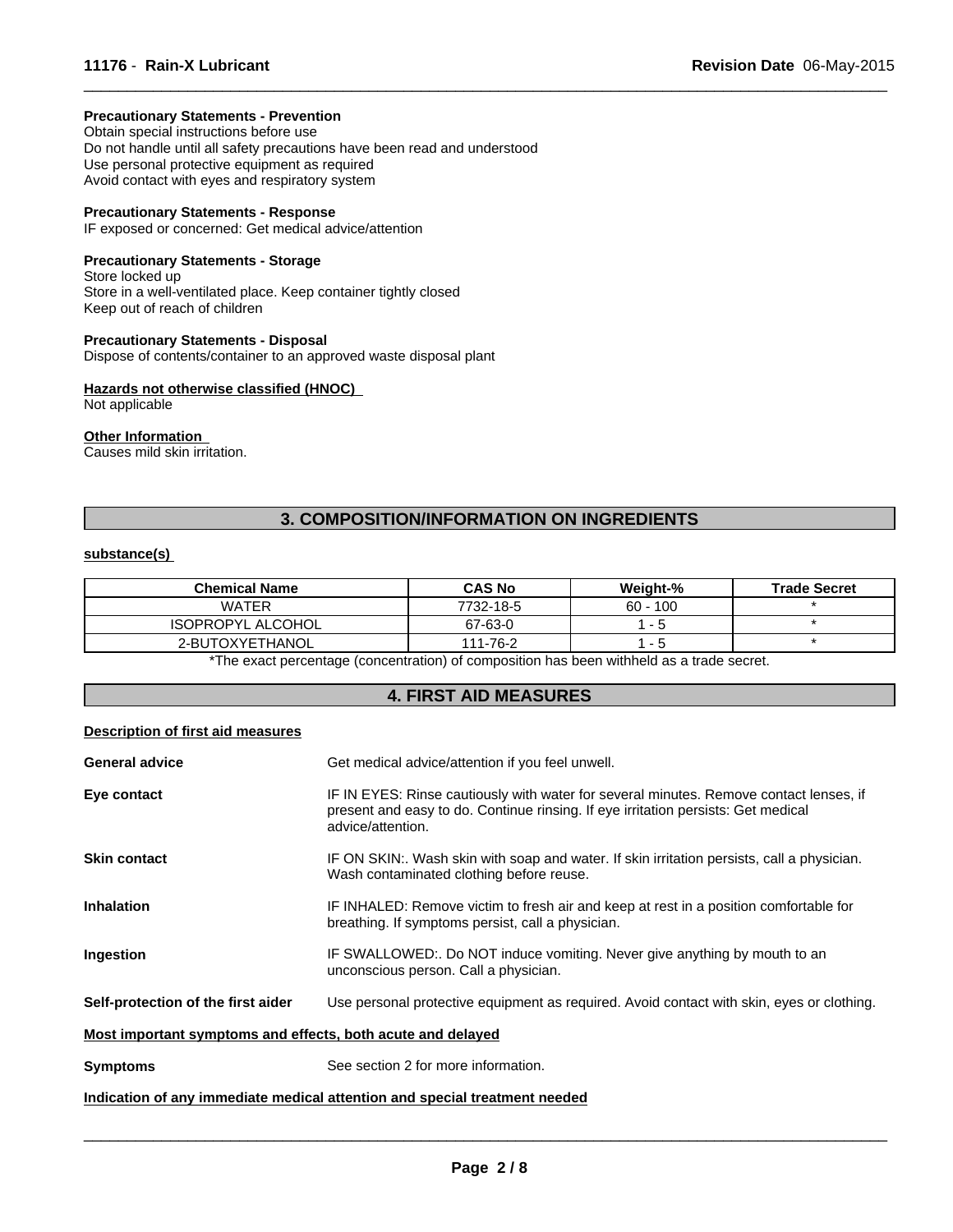**Precautionary Statements - Prevention**
Obtain special instructions before use
Do not handle until all safety precautions have been read and understood
Use personal protective equipment as required
Avoid contact with eyes and respiratory system

**Precautionary Statements - Response**
IF exposed or concerned: Get medical advice/attention

**Precautionary Statements - Storage**
Store locked up
Store in a well-ventilated place. Keep container tightly closed
Keep out of reach of children

**Precautionary Statements - Disposal**
Dispose of contents/container to an approved waste disposal plant

**Hazards not otherwise classified (HNOC)**
Not applicable

**Other Information**
Causes mild skin irritation.

## 3. COMPOSITION/INFORMATION ON INGREDIENTS

**substance(s)**

| Chemical Name | CAS No | Weight-% | Trade Secret |
| --- | --- | --- | --- |
| WATER | 7732-18-5 | 60 - 100 | * |
| ISOPROPYL ALCOHOL | 67-63-0 | 1 - 5 | * |
| 2-BUTOXYETHANOL | 111-76-2 | 1 - 5 | * |

*The exact percentage (concentration) of composition has been withheld as a trade secret.

## 4. FIRST AID MEASURES

**Description of first aid measures**

**General advice** — Get medical advice/attention if you feel unwell.

**Eye contact** — IF IN EYES: Rinse cautiously with water for several minutes. Remove contact lenses, if present and easy to do. Continue rinsing. If eye irritation persists: Get medical advice/attention.

**Skin contact** — IF ON SKIN:. Wash skin with soap and water. If skin irritation persists, call a physician. Wash contaminated clothing before reuse.

**Inhalation** — IF INHALED: Remove victim to fresh air and keep at rest in a position comfortable for breathing. If symptoms persist, call a physician.

**Ingestion** — IF SWALLOWED:. Do NOT induce vomiting. Never give anything by mouth to an unconscious person. Call a physician.

**Self-protection of the first aider** — Use personal protective equipment as required. Avoid contact with skin, eyes or clothing.

**Most important symptoms and effects, both acute and delayed**

**Symptoms** — See section 2 for more information.

**Indication of any immediate medical attention and special treatment needed**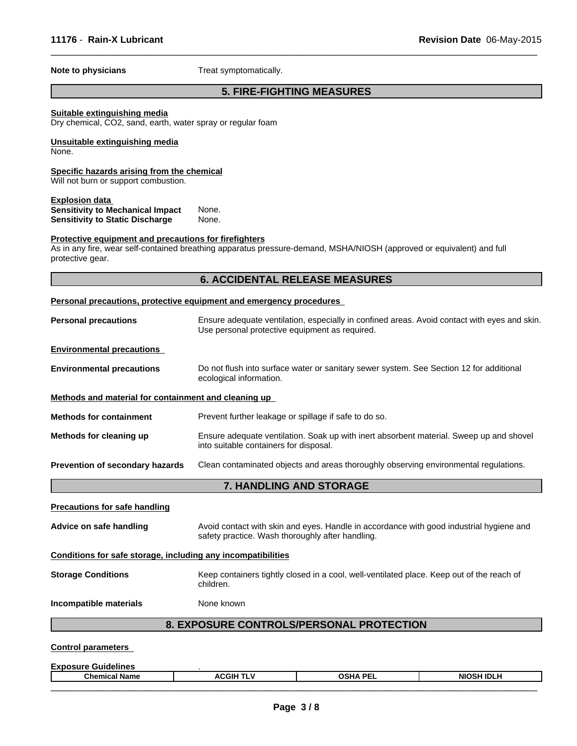**Note to physicians** Treat symptomatically.

## 5. FIRE-FIGHTING MEASURES

**Suitable extinguishing media**
Dry chemical, $CO_2$, sand, earth, water spray or regular foam

**Unsuitable extinguishing media**
None.

**Specific hazards arising from the chemical**
Will not burn or support combustion.

**Explosion data**
**Sensitivity to Mechanical Impact** None.
**Sensitivity to Static Discharge** None.

**Protective equipment and precautions for firefighters**
As in any fire, wear self-contained breathing apparatus pressure-demand, MSHA/NIOSH (approved or equivalent) and full protective gear.

## 6. ACCIDENTAL RELEASE MEASURES

**Personal precautions, protective equipment and emergency procedures**

**Personal precautions** Ensure adequate ventilation, especially in confined areas. Avoid contact with eyes and skin. Use personal protective equipment as required.

**Environmental precautions**

**Environmental precautions** Do not flush into surface water or sanitary sewer system. See Section 12 for additional ecological information.

**Methods and material for containment and cleaning up**

**Methods for containment** Prevent further leakage or spillage if safe to do so.

**Methods for cleaning up** Ensure adequate ventilation. Soak up with inert absorbent material. Sweep up and shovel into suitable containers for disposal.

**Prevention of secondary hazards** Clean contaminated objects and areas thoroughly observing environmental regulations.

## 7. HANDLING AND STORAGE

**Precautions for safe handling**

**Advice on safe handling** Avoid contact with skin and eyes. Handle in accordance with good industrial hygiene and safety practice. Wash thoroughly after handling.

**Conditions for safe storage, including any incompatibilities**

**Storage Conditions** Keep containers tightly closed in a cool, well-ventilated place. Keep out of the reach of children.

**Incompatible materials** None known

## 8. EXPOSURE CONTROLS/PERSONAL PROTECTION

**Control parameters**

**Exposure Guidelines** .

| Chemical Name | ACGIH TLV | OSHA PEL | NIOSH IDLH |
|---|---|---|---|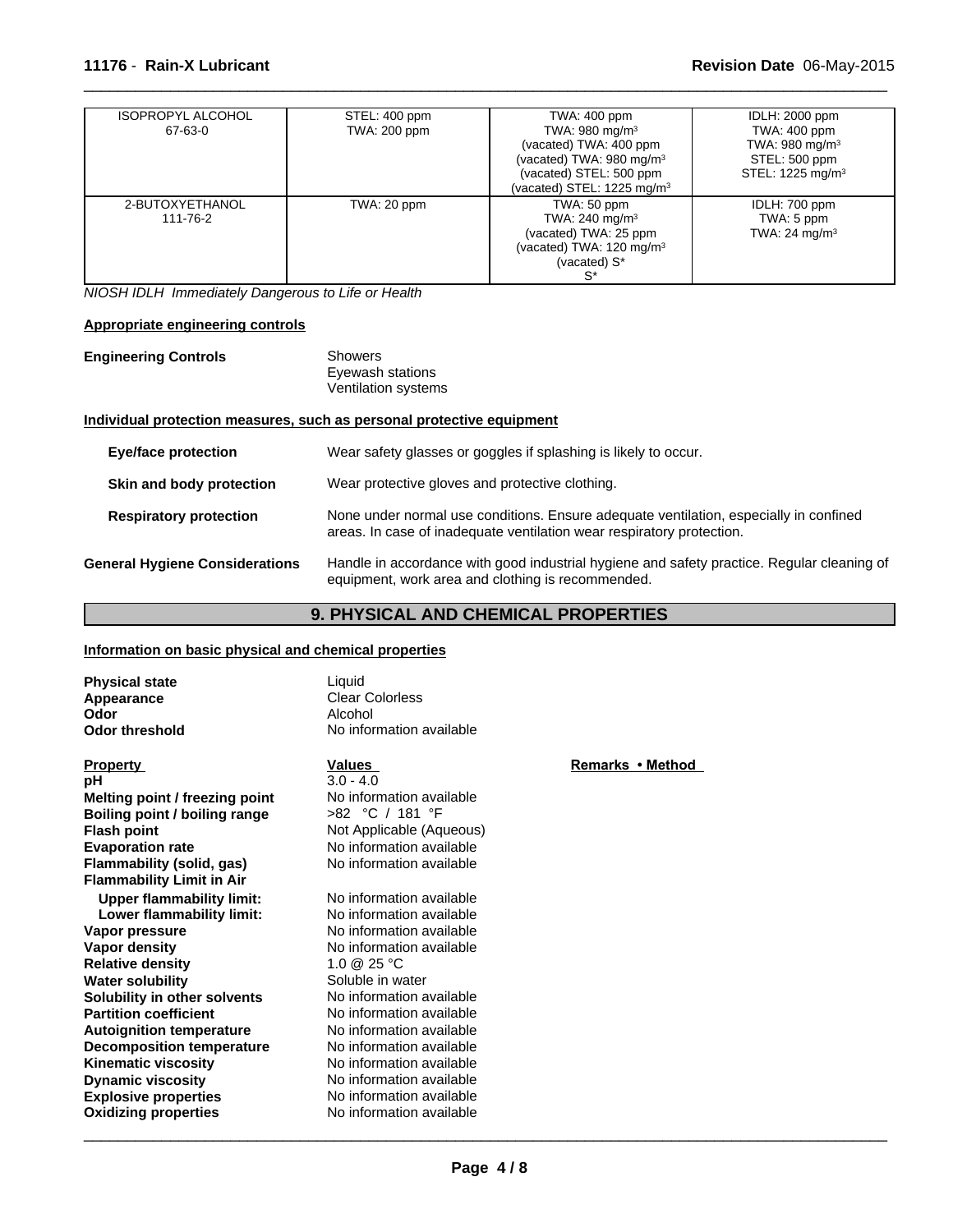| | | | |
|---|---|---|---|
| ISOPROPYL ALCOHOL<br>67-63-0 | STEL: 400 ppm<br>TWA: 200 ppm | TWA: 400 ppm<br>TWA: 980 mg/m$^3$<br>(vacated) TWA: 400 ppm<br>(vacated) TWA: 980 mg/m$^3$<br>(vacated) STEL: 500 ppm<br>(vacated) STEL: 1225 mg/m$^3$ | IDLH: 2000 ppm<br>TWA: 400 ppm<br>TWA: 980 mg/m$^3$<br>STEL: 500 ppm<br>STEL: 1225 mg/m$^3$ |
| 2-BUTOXYETHANOL<br>111-76-2 | TWA: 20 ppm | TWA: 50 ppm<br>TWA: 240 mg/m$^3$<br>(vacated) TWA: 25 ppm<br>(vacated) TWA: 120 mg/m$^3$<br>(vacated) S*<br>S* | IDLH: 700 ppm<br>TWA: 5 ppm<br>TWA: 24 mg/m$^3$ |

*NIOSH IDLH Immediately Dangerous to Life or Health*

**Appropriate engineering controls**

**Engineering Controls** Showers
Eyewash stations
Ventilation systems

**Individual protection measures, such as personal protective equipment**

**Eye/face protection** Wear safety glasses or goggles if splashing is likely to occur.

**Skin and body protection** Wear protective gloves and protective clothing.

**Respiratory protection** None under normal use conditions. Ensure adequate ventilation, especially in confined areas. In case of inadequate ventilation wear respiratory protection.

**General Hygiene Considerations** Handle in accordance with good industrial hygiene and safety practice. Regular cleaning of equipment, work area and clothing is recommended.

## 9. PHYSICAL AND CHEMICAL PROPERTIES

**Information on basic physical and chemical properties**

**Physical state** Liquid
**Appearance** Clear Colorless
**Odor** Alcohol
**Odor threshold** No information available

| Property | Values | Remarks • Method |
|---|---|---|
| **pH** | 3.0 - 4.0 | |
| **Melting point / freezing point** | No information available | |
| **Boiling point / boiling range** | >82 °C / 181 °F | |
| **Flash point** | Not Applicable (Aqueous) | |
| **Evaporation rate** | No information available | |
| **Flammability (solid, gas)** | No information available | |
| **Flammability Limit in Air** | | |
| **Upper flammability limit:** | No information available | |
| **Lower flammability limit:** | No information available | |
| **Vapor pressure** | No information available | |
| **Vapor density** | No information available | |
| **Relative density** | 1.0 @ 25 °C | |
| **Water solubility** | Soluble in water | |
| **Solubility in other solvents** | No information available | |
| **Partition coefficient** | No information available | |
| **Autoignition temperature** | No information available | |
| **Decomposition temperature** | No information available | |
| **Kinematic viscosity** | No information available | |
| **Dynamic viscosity** | No information available | |
| **Explosive properties** | No information available | |
| **Oxidizing properties** | No information available | |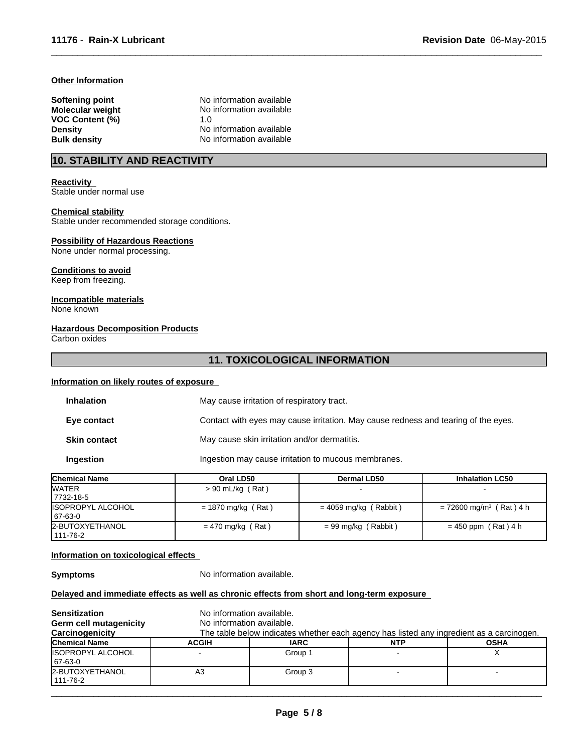### Other Information

**Softening point** No information available
**Molecular weight** No information available
**VOC Content (%)** 1.0
**Density** No information available
**Bulk density** No information available

## 10. STABILITY AND REACTIVITY

**Reactivity**
Stable under normal use

**Chemical stability**
Stable under recommended storage conditions.

**Possibility of Hazardous Reactions**
None under normal processing.

**Conditions to avoid**
Keep from freezing.

**Incompatible materials**
None known

**Hazardous Decomposition Products**
Carbon oxides

## 11. TOXICOLOGICAL INFORMATION

### Information on likely routes of exposure

**Inhalation** May cause irritation of respiratory tract.

**Eye contact** Contact with eyes may cause irritation. May cause redness and tearing of the eyes.

**Skin contact** May cause skin irritation and/or dermatitis.

**Ingestion** Ingestion may cause irritation to mucous membranes.

| Chemical Name | Oral LD50 | Dermal LD50 | Inhalation LC50 |
|---|---|---|---|
| WATER 7732-18-5 | > 90 mL/kg ( Rat ) | - | - |
| ISOPROPYL ALCOHOL 67-63-0 | = 1870 mg/kg ( Rat ) | = 4059 mg/kg ( Rabbit ) | = 72600 mg/m³ ( Rat ) 4 h |
| 2-BUTOXYETHANOL 111-76-2 | = 470 mg/kg ( Rat ) | = 99 mg/kg ( Rabbit ) | = 450 ppm ( Rat ) 4 h |

### Information on toxicological effects

**Symptoms** No information available.

### Delayed and immediate effects as well as chronic effects from short and long-term exposure

**Sensitization** No information available.
**Germ cell mutagenicity** No information available.
**Carcinogenicity** The table below indicates whether each agency has listed any ingredient as a carcinogen.

| Chemical Name | ACGIH | IARC | NTP | OSHA |
|---|---|---|---|---|
| ISOPROPYL ALCOHOL 67-63-0 | - | Group 1 | - | X |
| 2-BUTOXYETHANOL 111-76-2 | A3 | Group 3 | - | - |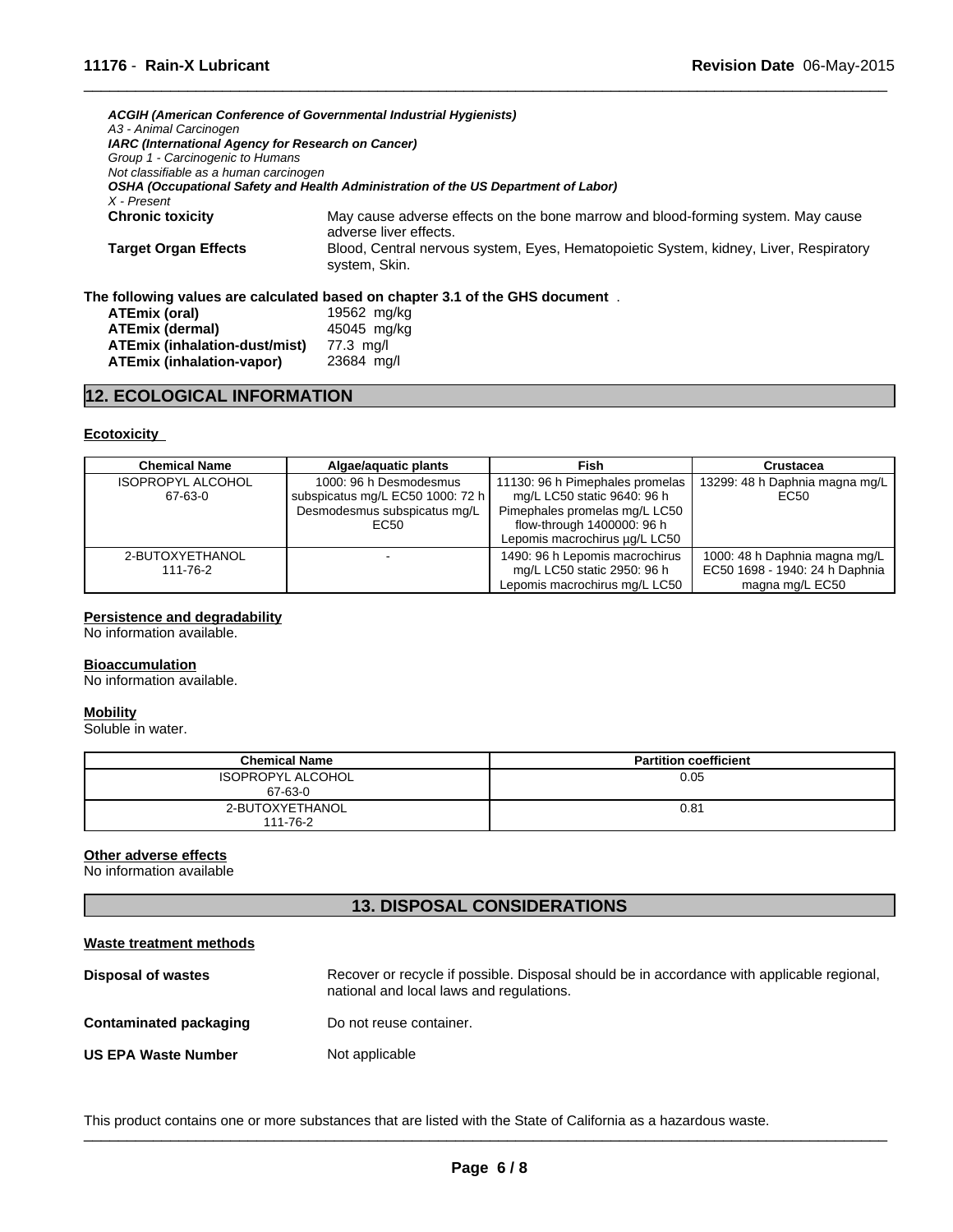*ACGIH (American Conference of Governmental Industrial Hygienists)*
*A3 - Animal Carcinogen*
*IARC (International Agency for Research on Cancer)*
*Group 1 - Carcinogenic to Humans*
*Not classifiable as a human carcinogen*
*OSHA (Occupational Safety and Health Administration of the US Department of Labor)*
*X - Present*

**Chronic toxicity** May cause adverse effects on the bone marrow and blood-forming system. May cause adverse liver effects.

**Target Organ Effects** Blood, Central nervous system, Eyes, Hematopoietic System, kidney, Liver, Respiratory system, Skin.

**The following values are calculated based on chapter 3.1 of the GHS document** .

| | |
|---|---|
| **ATEmix (oral)** | 19562 mg/kg |
| **ATEmix (dermal)** | 45045 mg/kg |
| **ATEmix (inhalation-dust/mist)** | 77.3 mg/l |
| **ATEmix (inhalation-vapor)** | 23684 mg/l |

## 12. ECOLOGICAL INFORMATION

### Ecotoxicity

| Chemical Name | Algae/aquatic plants | Fish | Crustacea |
|---|---|---|---|
| ISOPROPYL ALCOHOL 67-63-0 | 1000: 96 h Desmodesmus subspicatus mg/L EC50 1000: 72 h Desmodesmus subspicatus mg/L EC50 | 11130: 96 h Pimephales promelas mg/L LC50 static 9640: 96 h Pimephales promelas mg/L LC50 flow-through 1400000: 96 h Lepomis macrochirus µg/L LC50 | 13299: 48 h Daphnia magna mg/L EC50 |
| 2-BUTOXYETHANOL 111-76-2 | - | 1490: 96 h Lepomis macrochirus mg/L LC50 static 2950: 96 h Lepomis macrochirus mg/L LC50 | 1000: 48 h Daphnia magna mg/L EC50 1698 - 1940: 24 h Daphnia magna mg/L EC50 |

### Persistence and degradability

No information available.

### Bioaccumulation

No information available.

### Mobility

Soluble in water.

| Chemical Name | Partition coefficient |
|---|---|
| ISOPROPYL ALCOHOL 67-63-0 | 0.05 |
| 2-BUTOXYETHANOL 111-76-2 | 0.81 |

### Other adverse effects

No information available

## 13. DISPOSAL CONSIDERATIONS

### Waste treatment methods

**Disposal of wastes** Recover or recycle if possible. Disposal should be in accordance with applicable regional, national and local laws and regulations.

**Contaminated packaging** Do not reuse container.

**US EPA Waste Number** Not applicable

This product contains one or more substances that are listed with the State of California as a hazardous waste.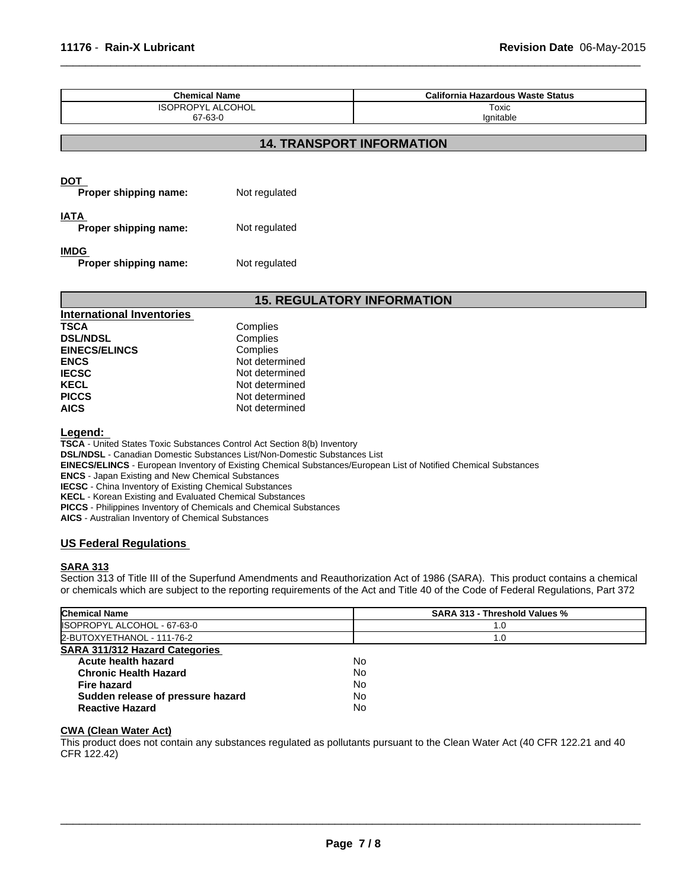| Chemical Name | California Hazardous Waste Status |
| --- | --- |
| ISOPROPYL ALCOHOL<br>67-63-0 | Toxic<br>Ignitable |

## 14. TRANSPORT INFORMATION

**DOT**

**Proper shipping name:** Not regulated

**IATA**

**Proper shipping name:** Not regulated

**IMDG**

**Proper shipping name:** Not regulated

## 15. REGULATORY INFORMATION

**International Inventories**

| | |
| --- | --- |
| **TSCA** | Complies |
| **DSL/NDSL** | Complies |
| **EINECS/ELINCS** | Complies |
| **ENCS** | Not determined |
| **IECSC** | Not determined |
| **KECL** | Not determined |
| **PICCS** | Not determined |
| **AICS** | Not determined |

**Legend:**

**TSCA** - United States Toxic Substances Control Act Section 8(b) Inventory
**DSL/NDSL** - Canadian Domestic Substances List/Non-Domestic Substances List
**EINECS/ELINCS** - European Inventory of Existing Chemical Substances/European List of Notified Chemical Substances
**ENCS** - Japan Existing and New Chemical Substances
**IECSC** - China Inventory of Existing Chemical Substances
**KECL** - Korean Existing and Evaluated Chemical Substances
**PICCS** - Philippines Inventory of Chemicals and Chemical Substances
**AICS** - Australian Inventory of Chemical Substances

### US Federal Regulations

**SARA 313**

Section 313 of Title III of the Superfund Amendments and Reauthorization Act of 1986 (SARA). This product contains a chemical or chemicals which are subject to the reporting requirements of the Act and Title 40 of the Code of Federal Regulations, Part 372

| Chemical Name | SARA 313 - Threshold Values % |
| --- | --- |
| ISOPROPYL ALCOHOL - 67-63-0 | 1.0 |
| 2-BUTOXYETHANOL - 111-76-2 | 1.0 |

**SARA 311/312 Hazard Categories**

| | |
| --- | --- |
| **Acute health hazard** | No |
| **Chronic Health Hazard** | No |
| **Fire hazard** | No |
| **Sudden release of pressure hazard** | No |
| **Reactive Hazard** | No |

**CWA (Clean Water Act)**

This product does not contain any substances regulated as pollutants pursuant to the Clean Water Act (40 CFR 122.21 and 40 CFR 122.42)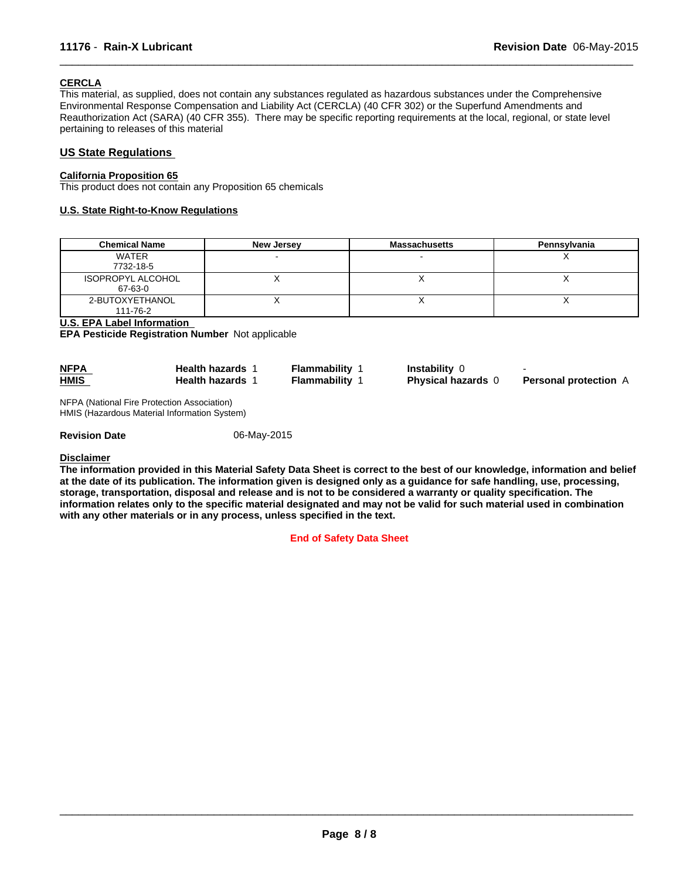### CERCLA

This material, as supplied, does not contain any substances regulated as hazardous substances under the Comprehensive Environmental Response Compensation and Liability Act (CERCLA) (40 CFR 302) or the Superfund Amendments and Reauthorization Act (SARA) (40 CFR 355). There may be specific reporting requirements at the local, regional, or state level pertaining to releases of this material

## US State Regulations

### California Proposition 65

This product does not contain any Proposition 65 chemicals

### U.S. State Right-to-Know Regulations

| Chemical Name | New Jersey | Massachusetts | Pennsylvania |
|---|---|---|---|
| WATER<br>7732-18-5 | - | - | X |
| ISOPROPYL ALCOHOL<br>67-63-0 | X | X | X |
| 2-BUTOXYETHANOL<br>111-76-2 | X | X | X |

### U.S. EPA Label Information

**EPA Pesticide Registration Number** Not applicable

| | | | | |
|---|---|---|---|---|
| **NFPA** | **Health hazards** 1 | **Flammability** 1 | **Instability** 0 | - |
| **HMIS** | **Health hazards** 1 | **Flammability** 1 | **Physical hazards** 0 | **Personal protection** A |

NFPA (National Fire Protection Association)
HMIS (Hazardous Material Information System)

**Revision Date** 06-May-2015

### Disclaimer

**The information provided in this Material Safety Data Sheet is correct to the best of our knowledge, information and belief at the date of its publication. The information given is designed only as a guidance for safe handling, use, processing, storage, transportation, disposal and release and is not to be considered a warranty or quality specification. The information relates only to the specific material designated and may not be valid for such material used in combination with any other materials or in any process, unless specified in the text.**

**End of Safety Data Sheet**